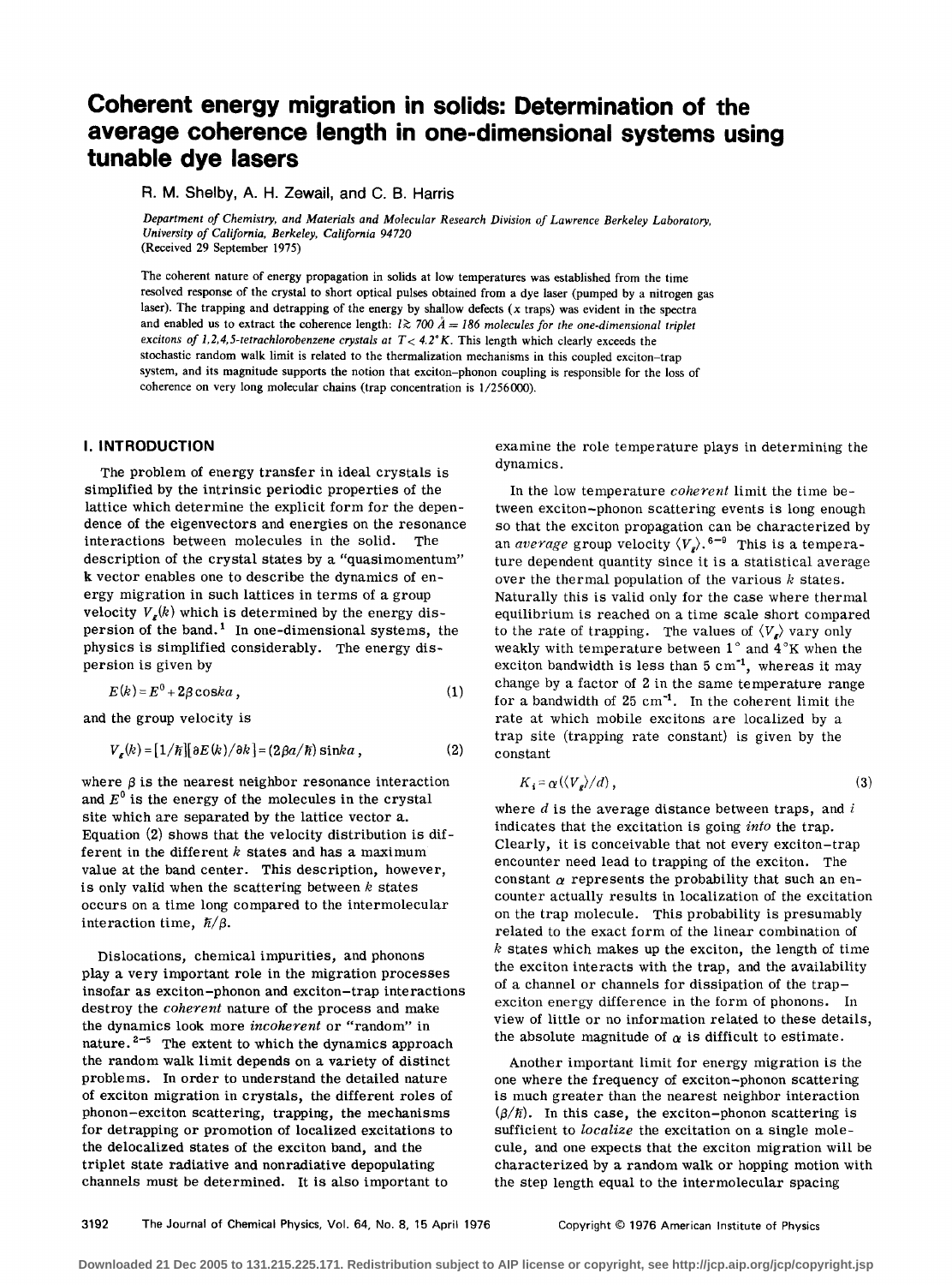# Coherent energy migration in solids: Determination of the average coherence length in one-dimensional systems using tunable dye lasers

R. M. Shelby, A. H. Zewail, and C. B. Harris

*Department of Chemistry, and Materials and Molecular Research Division of Lawrence Berkeley Laboratory, University of California, Berkeley, California 94720*
(Received 29 September 1975)

The coherent nature of energy propagation in solids at low temperatures was established from the time resolved response of the crystal to short optical pulses obtained from a dye laser (pumped by a nitrogen gas laser). The trapping and detrapping of the energy by shallow defects ($x$ traps) was evident in the spectra and enabled us to extract the coherence length: *$l \gtrsim 700$ Å = 186 molecules for the one-dimensional triplet excitons of 1,2,4,5-tetrachlorobenzene crystals at $T < 4.2$ °K.* This length which clearly exceeds the stochastic random walk limit is related to the thermalization mechanisms in this coupled exciton–trap system, and its magnitude supports the notion that exciton–phonon coupling is responsible for the loss of coherence on very long molecular chains (trap concentration is 1/256 000).

## I. INTRODUCTION

The problem of energy transfer in ideal crystals is simplified by the intrinsic periodic properties of the lattice which determine the explicit form for the dependence of the eigenvectors and energies on the resonance interactions between molecules in the solid. The description of the crystal states by a "quasimomentum" **k** vector enables one to describe the dynamics of energy migration in such lattices in terms of a group velocity $V_g(k)$ which is determined by the energy dispersion of the band.[1] In one-dimensional systems, the physics is simplified considerably. The energy dispersion is given by

$$E(k) = E^0 + 2\beta \cos ka , \tag{1}$$

and the group velocity is

$$V_g(k) = [1/\hbar][\partial E(k)/\partial k] = (2\beta a/\hbar) \sin ka , \tag{2}$$

where $\beta$ is the nearest neighbor resonance interaction and $E^0$ is the energy of the molecules in the crystal site which are separated by the lattice vector **a**. Equation (2) shows that the velocity distribution is different in the different $k$ states and has a maximum value at the band center. This description, however, is only valid when the scattering between $k$ states occurs on a time long compared to the intermolecular interaction time, $\hbar/\beta$.

Dislocations, chemical impurities, and phonons play a very important role in the migration processes insofar as exciton–phonon and exciton–trap interactions destroy the *coherent* nature of the process and make the dynamics look more *incoherent* or "random" in nature.[2–5] The extent to which the dynamics approach the random walk limit depends on a variety of distinct problems. In order to understand the detailed nature of exciton migration in crystals, the different roles of phonon–exciton scattering, trapping, the mechanisms for detrapping or promotion of localized excitations to the delocalized states of the exciton band, and the triplet state radiative and nonradiative depopulating channels must be determined. It is also important to examine the role temperature plays in determining the dynamics.

In the low temperature *coherent* limit the time between exciton–phonon scattering events is long enough so that the exciton propagation can be characterized by an *average* group velocity $\langle V_g \rangle$.[6–9] This is a temperature dependent quantity since it is a statistical average over the thermal population of the various $k$ states. Naturally this is valid only for the case where thermal equilibrium is reached on a time scale short compared to the rate of trapping. The values of $\langle V_g \rangle$ vary only weakly with temperature between 1° and 4 °K when the exciton bandwidth is less than 5 cm$^{-1}$, whereas it may change by a factor of 2 in the same temperature range for a bandwidth of 25 cm$^{-1}$. In the coherent limit the rate at which mobile excitons are localized by a trap site (trapping rate constant) is given by the constant

$$K_i = \alpha (\langle V_g \rangle / d) , \tag{3}$$

where $d$ is the average distance between traps, and $i$ indicates that the excitation is going *into* the trap. Clearly, it is conceivable that not every exciton–trap encounter need lead to trapping of the exciton. The constant $\alpha$ represents the probability that such an encounter actually results in localization of the excitation on the trap molecule. This probability is presumably related to the exact form of the linear combination of $k$ states which makes up the exciton, the length of time the exciton interacts with the trap, and the availability of a channel or channels for dissipation of the trap–exciton energy difference in the form of phonons. In view of little or no information related to these details, the absolute magnitude of $\alpha$ is difficult to estimate.

Another important limit for energy migration is the one where the frequency of exciton–phonon scattering is much greater than the nearest neighbor interaction $(\beta/\hbar)$. In this case, the exciton–phonon scattering is sufficient to *localize* the excitation on a single molecule, and one expects that the exciton migration will be characterized by a random walk or hopping motion with the step length equal to the intermolecular spacing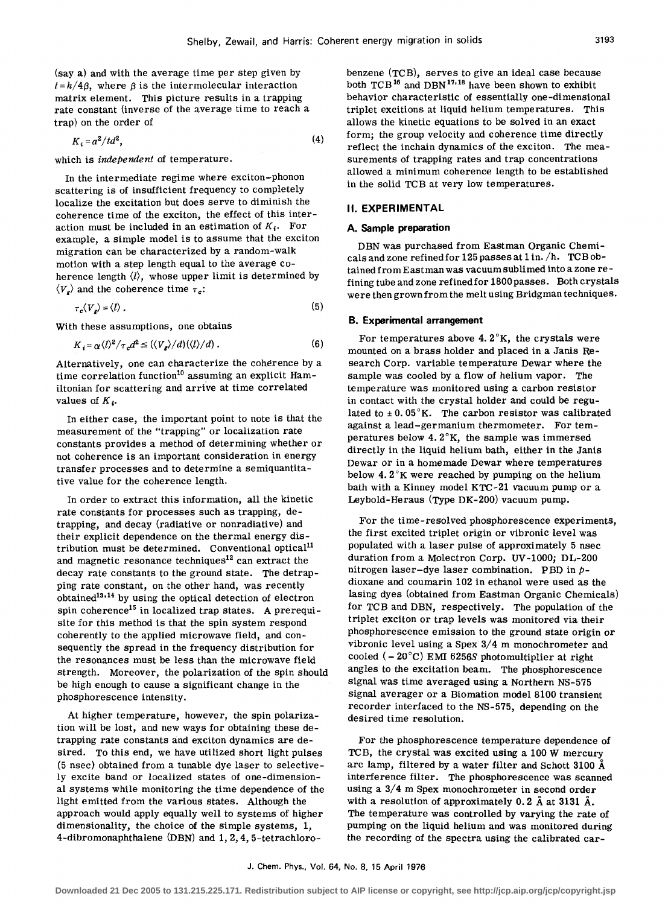(say a) and with the average time per step given by $t = h/4\beta$, where $\beta$ is the intermolecular interaction matrix element. This picture results in a trapping rate constant (inverse of the average time to reach a trap) on the order of

$$K_t = a^2/td^2, \tag{4}$$

which is *independent* of temperature.

In the intermediate regime where exciton–phonon scattering is of insufficient frequency to completely localize the excitation but does serve to diminish the coherence time of the exciton, the effect of this interaction must be included in an estimation of $K_t$. For example, a simple model is to assume that the exciton migration can be characterized by a random-walk motion with a step length equal to the average coherence length $\langle l \rangle$, whose upper limit is determined by $\langle V_g \rangle$ and the coherence time $\tau_c$:

$$\tau_c \langle V_g \rangle = \langle l \rangle . \tag{5}$$

With these assumptions, one obtains

$$K_t = \alpha \langle l \rangle^2 / \tau_c d^2 \leq (\langle V_g \rangle / d)(\langle l \rangle / d) . \tag{6}$$

Alternatively, one can characterize the coherence by a time correlation function[10] assuming an explicit Hamiltonian for scattering and arrive at time correlated values of $K_t$.

In either case, the important point to note is that the measurement of the "trapping" or localization rate constants provides a method of determining whether or not coherence is an important consideration in energy transfer processes and to determine a semiquantitative value for the coherence length.

In order to extract this information, all the kinetic rate constants for processes such as trapping, detrapping, and decay (radiative or nonradiative) and their explicit dependence on the thermal energy distribution must be determined. Conventional optical[11] and magnetic resonance techniques[12] can extract the decay rate constants to the ground state. The detrapping rate constant, on the other hand, was recently obtained[13,14] by using the optical detection of electron spin coherence[15] in localized trap states. A prerequisite for this method is that the spin system respond coherently to the applied microwave field, and consequently the spread in the frequency distribution for the resonances must be less than the microwave field strength. Moreover, the polarization of the spin should be high enough to cause a significant change in the phosphorescence intensity.

At higher temperature, however, the spin polarization will be lost, and new ways for obtaining these detrapping rate constants and exciton dynamics are desired. To this end, we have utilized short light pulses (5 nsec) obtained from a tunable dye laser to selectively excite band or localized states of one-dimensional systems while monitoring the time dependence of the light emitted from the various states. Although the approach would apply equally well to systems of higher dimensionality, the choice of the simple systems, 1, 4-dibromonaphthalene (DBN) and 1, 2, 4, 5-tetrachlorobenzene (TCB), serves to give an ideal case because both TCB[16] and DBN[17,18] have been shown to exhibit behavior characteristic of essentially one-dimensional triplet excitions at liquid helium temperatures. This allows the kinetic equations to be solved in an exact form; the group velocity and coherence time directly reflect the inchain dynamics of the exciton. The measurements of trapping rates and trap concentrations allowed a minimum coherence length to be established in the solid TCB at very low temperatures.

## II. EXPERIMENTAL

### A. Sample preparation

DBN was purchased from Eastman Organic Chemicals and zone refined for 125 passes at 1 in./h. TCB obtained from Eastman was vacuum sublimed into a zone refining tube and zone refined for 1800 passes. Both crystals were then grown from the melt using Bridgman techniques.

### B. Experimental arrangement

For temperatures above 4.2 °K, the crystals were mounted on a brass holder and placed in a Janis Research Corp. variable temperature Dewar where the sample was cooled by a flow of helium vapor. The temperature was monitored using a carbon resistor in contact with the crystal holder and could be regulated to ± 0.05 °K. The carbon resistor was calibrated against a lead–germanium thermometer. For temperatures below 4.2 °K, the sample was immersed directly in the liquid helium bath, either in the Janis Dewar or in a homemade Dewar where temperatures below 4.2 °K were reached by pumping on the helium bath with a Kinney model KTC-21 vacuum pump or a Leybold-Heraus (Type DK-200) vacuum pump.

For the time-resolved phosphorescence experiments, the first excited triplet origin or vibronic level was populated with a laser pulse of approximately 5 nsec duration from a Molectron Corp. UV-1000; DL-200 nitrogen laser–dye laser combination. PBD in *p*-dioxane and coumarin 102 in ethanol were used as the lasing dyes (obtained from Eastman Organic Chemicals) for TCB and DBN, respectively. The population of the triplet exciton or trap levels was monitored via their phosphorescence emission to the ground state origin or vibronic level using a Spex 3/4 m monochrometer and cooled (−20 °C) EMI 6256S photomultiplier at right angles to the excitation beam. The phosphorescence signal was time averaged using a Northern NS-575 signal averager or a Biomation model 8100 transient recorder interfaced to the NS-575, depending on the desired time resolution.

For the phosphorescence temperature dependence of TCB, the crystal was excited using a 100 W mercury arc lamp, filtered by a water filter and Schott 3100 Å interference filter. The phosphorescence was scanned using a 3/4 m Spex monochrometer in second order with a resolution of approximately 0.2 Å at 3131 Å. The temperature was controlled by varying the rate of pumping on the liquid helium and was monitored during the recording of the spectra using the calibrated car-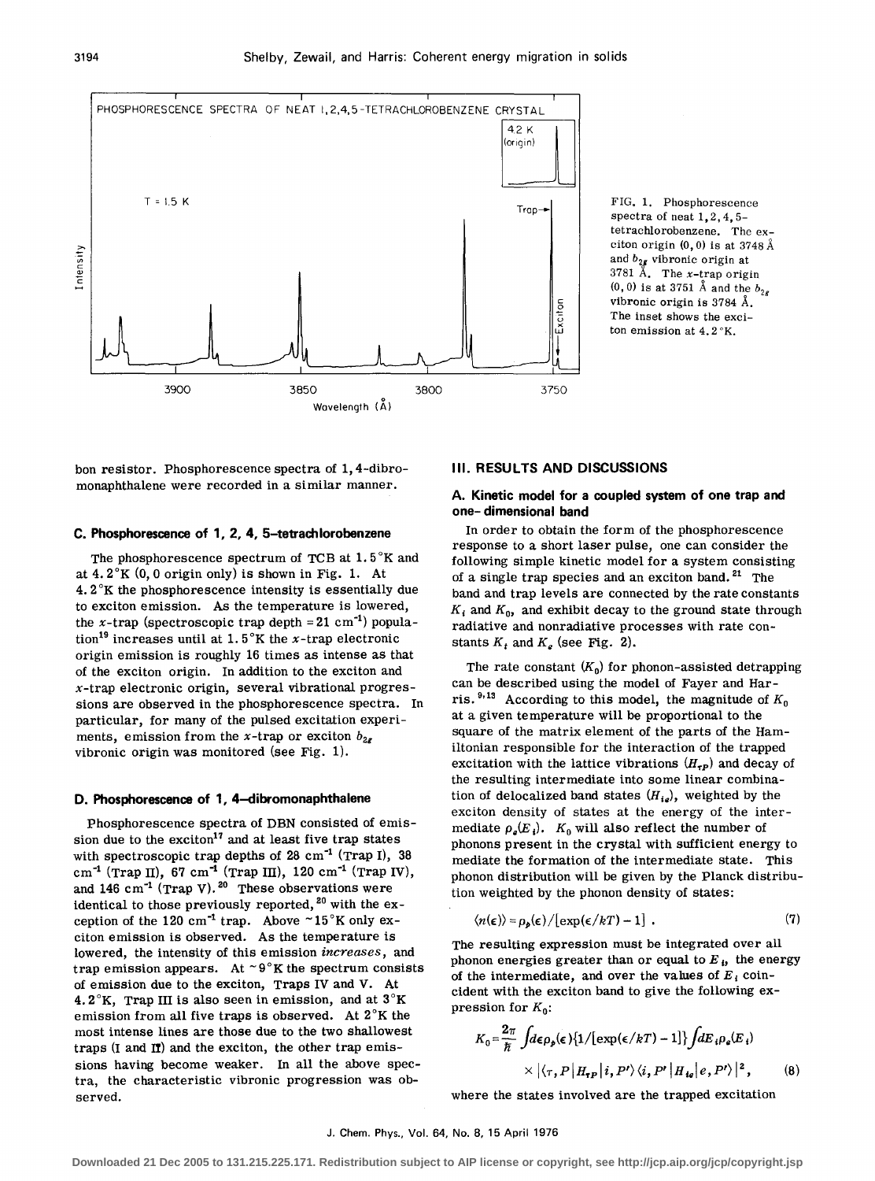FIG. 1. Phosphorescence spectra of neat 1,2,4,5-tetrachlorobenzene. The exciton origin (0,0) is at 3748 Å and $b_{2g}$ vibronic origin at 3781 Å. The $x$-trap origin (0,0) is at 3751 Å and the $b_{2g}$ vibronic origin is 3784 Å. The inset shows the exciton emission at 4.2 °K.

bon resistor. Phosphorescence spectra of 1,4-dibromonaphthalene were recorded in a similar manner.

### C. Phosphorescence of 1, 2, 4, 5–tetrachlorobenzene

The phosphorescence spectrum of TCB at 1.5 °K and at 4.2 °K (0, 0 origin only) is shown in Fig. 1. At 4.2 °K the phosphorescence intensity is essentially due to exciton emission. As the temperature is lowered, the $x$-trap (spectroscopic trap depth ≈ 21 cm$^{-1}$) population[19] increases until at 1.5 °K the $x$-trap electronic origin emission is roughly 16 times as intense as that of the exciton origin. In addition to the exciton and $x$-trap electronic origin, several vibrational progressions are observed in the phosphorescence spectra. In particular, for many of the pulsed excitation experiments, emission from the $x$-trap or exciton $b_{2g}$ vibronic origin was monitored (see Fig. 1).

### D. Phosphorescence of 1, 4–dibromonaphthalene

Phosphorescence spectra of DBN consisted of emission due to the exciton[17] and at least five trap states with spectroscopic trap depths of 28 cm$^{-1}$ (Trap I), 38 cm$^{-1}$ (Trap II), 67 cm$^{-1}$ (Trap III), 120 cm$^{-1}$ (Trap IV), and 146 cm$^{-1}$ (Trap V).[20] These observations were identical to those previously reported,[20] with the exception of the 120 cm$^{-1}$ trap. Above ~15 °K only exciton emission is observed. As the temperature is lowered, the intensity of this emission *increases*, and trap emission appears. At ~9 °K the spectrum consists of emission due to the exciton, Traps IV and V. At 4.2 °K, Trap III is also seen in emission, and at 3 °K emission from all five traps is observed. At 2 °K the most intense lines are those due to the two shallowest traps (I and II) and the exciton, the other trap emissions having become weaker. In all the above spectra, the characteristic vibronic progression was observed.

## III. RESULTS AND DISCUSSIONS

### A. Kinetic model for a coupled system of one trap and one-dimensional band

In order to obtain the form of the phosphorescence response to a short laser pulse, one can consider the following simple kinetic model for a system consisting of a single trap species and an exciton band.[21] The band and trap levels are connected by the rate constants $K_t$ and $K_0$, and exhibit decay to the ground state through radiative and nonradiative processes with rate constants $K_t$ and $K_e$ (see Fig. 2).

The rate constant ($K_0$) for phonon-assisted detrapping can be described using the model of Fayer and Harris.[9,13] According to this model, the magnitude of $K_0$ at a given temperature will be proportional to the square of the matrix element of the parts of the Hamiltonian responsible for the interaction of the trapped excitation with the lattice vibrations ($H_{\tau P}$) and decay of the resulting intermediate into some linear combination of delocalized band states ($H_{ie}$), weighted by the exciton density of states at the energy of the intermediate $\rho_e(E_i)$. $K_0$ will also reflect the number of phonons present in the crystal with sufficient energy to mediate the formation of the intermediate state. This phonon distribution will be given by the Planck distribution weighted by the phonon density of states:

$$\langle n(\epsilon)\rangle = \rho_p(\epsilon)/[\exp(\epsilon/kT)-1] \ . \tag{7}$$

The resulting expression must be integrated over all phonon energies greater than or equal to $E_i$, the energy of the intermediate, and over the values of $E_i$ coincident with the exciton band to give the following expression for $K_0$:

$$K_0 = \frac{2\pi}{\hbar}\int d\epsilon \rho_p(\epsilon)\{1/[\exp(\epsilon/kT)-1]\}\int dE_i \rho_e(E_i) \times |\langle \tau, P|H_{\tau P}|i, P'\rangle\langle i, P'|H_{ie}|e, P'\rangle|^2 , \tag{8}$$

where the states involved are the trapped excitation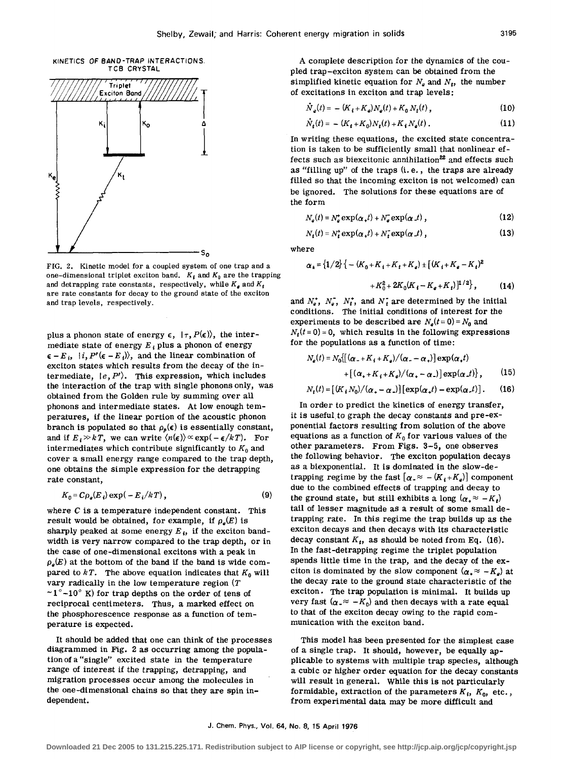KINETICS OF BAND-TRAP INTERACTIONS. TCB CRYSTAL

FIG. 2. Kinetic model for a coupled system of one trap and a one-dimensional triplet exciton band. $K_i$ and $K_0$ are the trapping and detrapping rate constants, respectively, while $K_e$ and $K_t$ are rate constants for decay to the ground state of the exciton and trap levels, respectively.

plus a phonon state of energy $\epsilon$, $|\tau, P(\epsilon)\rangle$, the intermediate state of energy $E_i$ plus a phonon of energy $\epsilon - E_i$, $|i, P'(\epsilon - E_i)\rangle$, and the linear combination of exciton states which results from the decay of the intermediate, $|e, P'\rangle$. This expression, which includes the interaction of the trap with single phonons only, was obtained from the Golden rule by summing over all phonons and intermediate states. At low enough temperatures, if the linear portion of the acoustic phonon branch is populated so that $\rho_p(\epsilon)$ is essentially constant, and if $E_i \gg kT$, we can write $\langle n(\epsilon)\rangle \propto \exp(-\epsilon/kT)$. For intermediates which contribute significantly to $K_0$ and cover a small energy range compared to the trap depth, one obtains the simple expression for the detrapping rate constant,

$$K_0 = C\rho_e(E_i)\exp(-E_i/kT), \tag{9}$$

where $C$ is a temperature independent constant. This result would be obtained, for example, if $\rho_e(E)$ is sharply peaked at some energy $E_i$, if the exciton bandwidth is very narrow compared to the trap depth, or in the case of one-dimensional excitons with a peak in $\rho_e(E)$ at the bottom of the band if the band is wide compared to $kT$. The above equation indicates that $K_0$ will vary radically in the low temperature region ($T \sim 1°-10°$ K) for trap depths on the order of tens of reciprocal centimeters. Thus, a marked effect on the phosphorescence response as a function of temperature is expected.

It should be added that one can think of the processes diagrammed in Fig. 2 as occurring among the population of a "single" excited state in the temperature range of interest if the trapping, detrapping, and migration processes occur among the molecules in the one-dimensional chains so that they are spin independent.

A complete description for the dynamics of the coupled trap-exciton system can be obtained from the simplified kinetic equation for $N_e$ and $N_t$, the number of excitations in exciton and trap levels:

$$\dot{N}_e(t) = -(K_i + K_e)N_e(t) + K_0 N_t(t), \tag{10}$$

$$\dot{N}_t(t) = -(K_t + K_0)N_t(t) + K_i N_e(t). \tag{11}$$

In writing these equations, the excited state concentration is taken to be sufficiently small that nonlinear effects such as biexcitonic annihilation[22] and effects such as "filling up" of the traps (i.e., the traps are already filled so that the incoming exciton is not welcomed) can be ignored. The solutions for these equations are of the form

$$N_e(t) = N_e^+\exp(\alpha_+ t) + N_e^-\exp(\alpha_- t), \tag{12}$$

$$N_t(t) = N_t^+\exp(\alpha_+ t) + N_t^-\exp(\alpha_- t), \tag{13}$$

where

$$\alpha_\pm = \{1/2\}\{-(K_0 + K_i + K_t + K_e) \pm [(K_i + K_e - K_t)^2 + K_0^2 + 2K_0(K_i - K_e + K_t)]^{1/2}\}, \tag{14}$$

and $N_e^+$, $N_e^-$, $N_t^+$, and $N_t^-$ are determined by the initial conditions. The initial conditions of interest for the experiments to be described are $N_e(t=0) = N_0$ and $N_t(t=0) = 0$, which results in the following expressions for the populations as a function of time:

$$N_e(t) = N_0\{[(\alpha_- + K_i + K_e)/(\alpha_- - \alpha_+)]\exp(\alpha_+ t) + [(\alpha_+ + K_i + K_e)/(\alpha_+ - \alpha_-)]\exp(\alpha_- t)\}, \tag{15}$$

$$N_t(t) = [(K_i N_0)/(\alpha_+ - \alpha_-)][\exp(\alpha_+ t) - \exp(\alpha_- t)]. \tag{16}$$

In order to predict the kinetics of energy transfer, it is useful to graph the decay constants and pre-exponential factors resulting from solution of the above equations as a function of $K_0$ for various values of the other parameters. From Figs. 3-5, one observes the following behavior. The exciton population decays as a biexponential. It is dominated in the slow-detrapping regime by the fast $[\alpha_- \approx -(K_i + K_e)]$ component due to the combined effects of trapping and decay to the ground state, but still exhibits a long $(\alpha_+ \approx -K_t)$ tail of lesser magnitude as a result of some small detrapping rate. In this regime the trap builds up as the exciton decays and then decays with its characteristic decay constant $K_t$, as should be noted from Eq. (16). In the fast-detrapping regime the triplet population spends little time in the trap, and the decay of the exciton is dominated by the slow component $(\alpha_+ \approx -K_e)$ at the decay rate to the ground state characteristic of the exciton. The trap population is minimal. It builds up very fast $(\alpha_- \approx -K_0)$ and then decays with a rate equal to that of the exciton decay owing to the rapid communication with the exciton band.

This model has been presented for the simplest case of a single trap. It should, however, be equally applicable to systems with multiple trap species, although a cubic or higher order equation for the decay constants will result in general. While this is not particularly formidable, extraction of the parameters $K_i$, $K_0$, etc., from experimental data may be more difficult and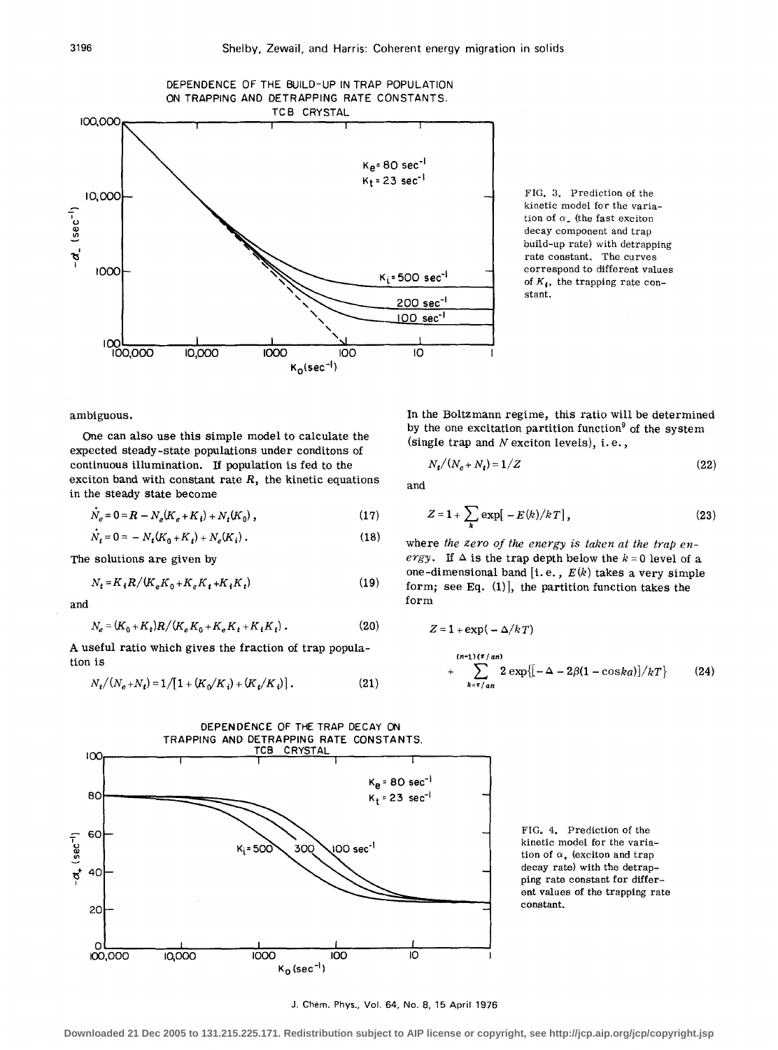FIG. 3. Prediction of the kinetic model for the variation of $\alpha_-$ (the fast exciton decay component and trap build-up rate) with detrapping rate constant. The curves correspond to different values of $K_t$, the trapping rate constant.

ambiguous.

One can also use this simple model to calculate the expected steady-state populations under conditons of continuous illumination. If population is fed to the exciton band with constant rate $R$, the kinetic equations in the steady state become

$$\dot{N}_e = 0 = R - N_e(K_e + K_i) + N_t(K_0), \tag{17}$$

$$\dot{N}_t = 0 = - N_t(K_0 + K_t) + N_e(K_i). \tag{18}$$

The solutions are given by

$$N_t = K_i R/(K_e K_0 + K_e K_t + K_i K_t) \tag{19}$$

and

$$N_e = (K_0 + K_t)R/(K_e K_0 + K_e K_t + K_i K_t). \tag{20}$$

A useful ratio which gives the fraction of trap population is

$$N_t/(N_e + N_t) = 1/[1 + (K_0/K_i) + (K_t/K_i)]. \tag{21}$$

In the Boltzmann regime, this ratio will be determined by the one excitation partition function[9] of the system (single trap and $N$ exciton levels), i.e.,

$$N_t/(N_e + N_t) = 1/Z \tag{22}$$

and

$$Z = 1 + \sum_k \exp[-E(k)/kT], \tag{23}$$

where *the zero of the energy is taken at the trap energy*. If $\Delta$ is the trap depth below the $k = 0$ level of a one-dimensional band [i.e., $E(k)$ takes a very simple form; see Eq. (1)], the partition function takes the form

$$Z = 1 + \exp(-\Delta/kT) + \sum_{k=\pi/an}^{(n-1)(\pi/an)} 2\exp\{[-\Delta - 2\beta(1 - \cos ka)]/kT\} \tag{24}$$

FIG. 4. Prediction of the kinetic model for the variation of $\alpha_+$ (exciton and trap decay rate) with the detrapping rate constant for different values of the trapping rate constant.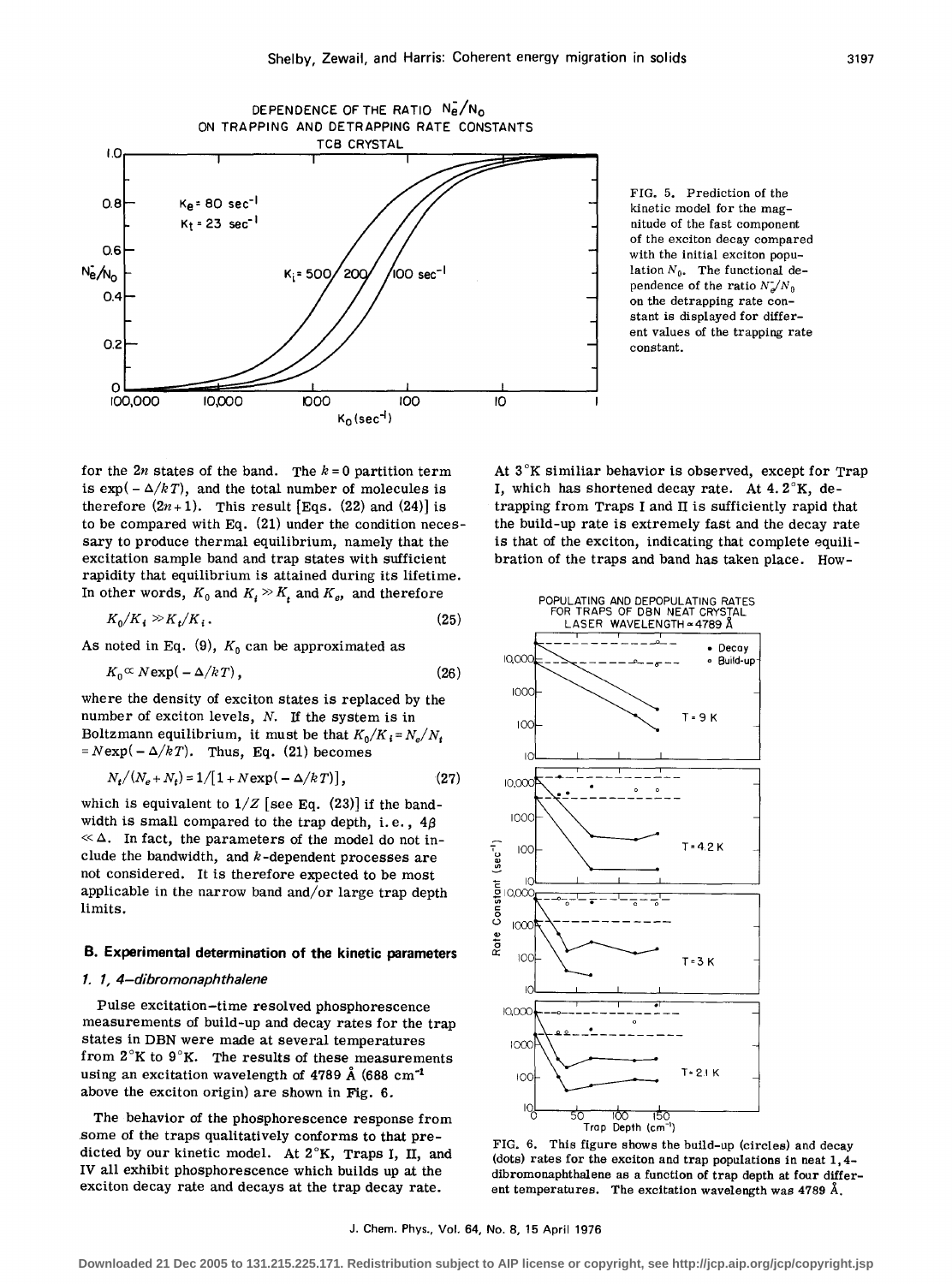FIG. 5. Prediction of the kinetic model for the magnitude of the fast component of the exciton decay compared with the initial exciton population $N_0$. The functional dependence of the ratio $N_e^-/N_0$ on the detrapping rate constant is displayed for different values of the trapping rate constant.

for the $2n$ states of the band. The $k=0$ partition term is $\exp(-\Delta/kT)$, and the total number of molecules is therefore $(2n+1)$. This result [Eqs. (22) and (24)] is to be compared with Eq. (21) under the condition necessary to produce thermal equilibrium, namely that the excitation sample band and trap states with sufficient rapidity that equilibrium is attained during its lifetime. In other words, $K_0$ and $K_i \gg K_t$ and $K_e$, and therefore

$$K_0/K_i \gg K_t/K_i . \tag{25}$$

As noted in Eq. (9), $K_0$ can be approximated as

$$K_0 \propto N \exp(-\Delta/kT), \tag{26}$$

where the density of exciton states is replaced by the number of exciton levels, $N$. If the system is in Boltzmann equilibrium, it must be that $K_0/K_i = N_e/N_t = N\exp(-\Delta/kT)$. Thus, Eq. (21) becomes

$$N_t/(N_e+N_t) = 1/[1+N\exp(-\Delta/kT)], \tag{27}$$

which is equivalent to $1/Z$ [see Eq. (23)] if the bandwidth is small compared to the trap depth, i.e., $4\beta \ll \Delta$. In fact, the parameters of the model do not include the bandwidth, and $k$-dependent processes are not considered. It is therefore expected to be most applicable in the narrow band and/or large trap depth limits.

### B. Experimental determination of the kinetic parameters

#### 1. 1, 4–dibromonaphthalene

Pulse excitation–time resolved phosphorescence measurements of build-up and decay rates for the trap states in DBN were made at several temperatures from 2°K to 9°K. The results of these measurements using an excitation wavelength of 4789 Å (688 cm$^{-1}$ above the exciton origin) are shown in Fig. 6.

The behavior of the phosphorescence response from some of the traps qualitatively conforms to that predicted by our kinetic model. At 2°K, Traps I, II, and IV all exhibit phosphorescence which builds up at the exciton decay rate and decays at the trap decay rate. At 3°K similiar behavior is observed, except for Trap I, which has shortened decay rate. At 4.2°K, detrapping from Traps I and II is sufficiently rapid that the build-up rate is extremely fast and the decay rate is that of the exciton, indicating that complete equilibration of the traps and band has taken place. How-

FIG. 6. This figure shows the build-up (circles) and decay (dots) rates for the exciton and trap populations in neat 1,4-dibromonaphthalene as a function of trap depth at four different temperatures. The excitation wavelength was 4789 Å.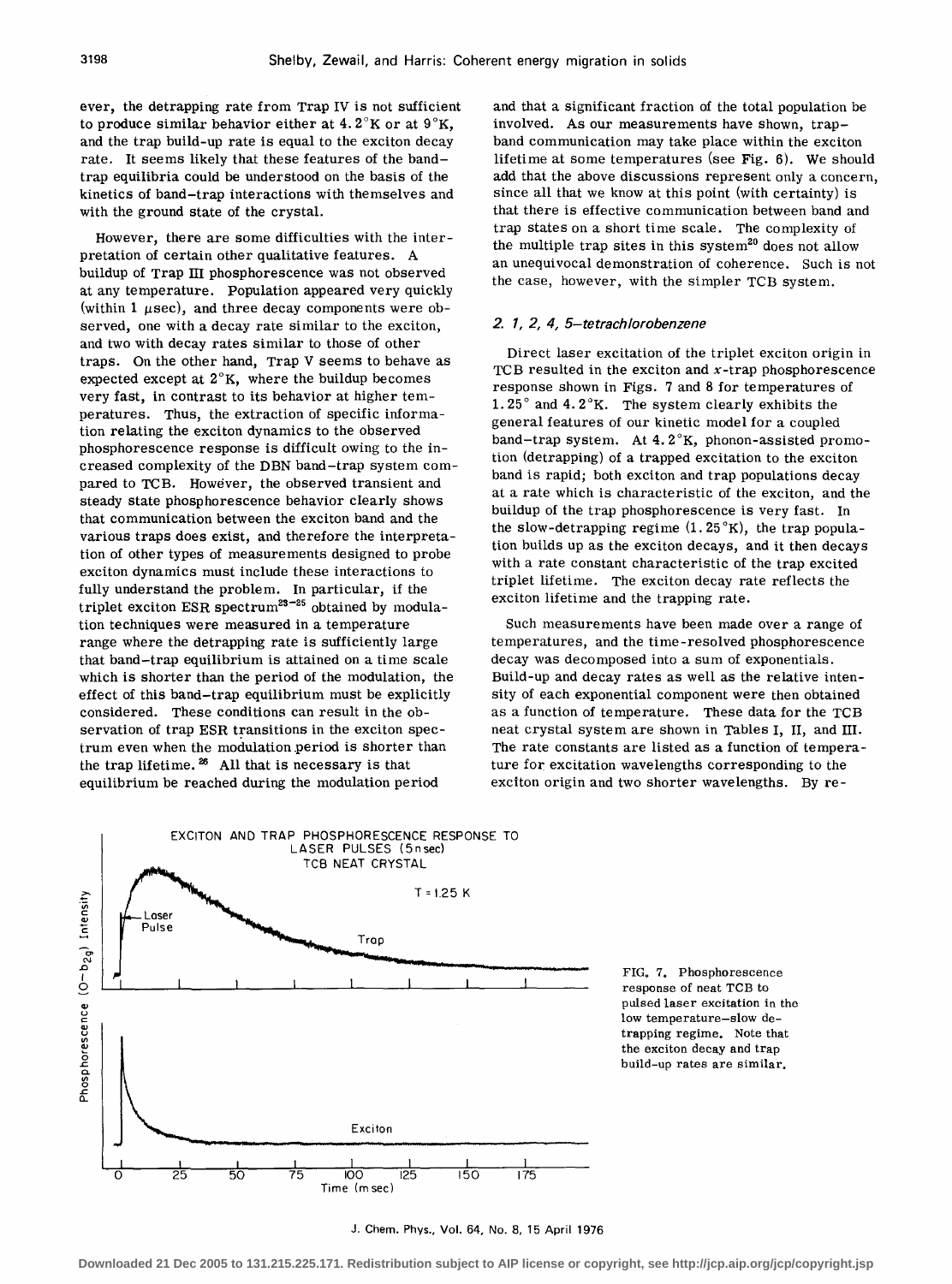ever, the detrapping rate from Trap IV is not sufficient to produce similar behavior either at 4.2°K or at 9°K, and the trap build-up rate is equal to the exciton decay rate. It seems likely that these features of the band–trap equilibria could be understood on the basis of the kinetics of band–trap interactions with themselves and with the ground state of the crystal.

However, there are some difficulties with the interpretation of certain other qualitative features. A buildup of Trap III phosphorescence was not observed at any temperature. Population appeared very quickly (within 1 μsec), and three decay components were observed, one with a decay rate similar to the exciton, and two with decay rates similar to those of other traps. On the other hand, Trap V seems to behave as expected except at 2°K, where the buildup becomes very fast, in contrast to its behavior at higher temperatures. Thus, the extraction of specific information relating the exciton dynamics to the observed phosphorescence response is difficult owing to the increased complexity of the DBN band–trap system compared to TCB. However, the observed transient and steady state phosphorescence behavior clearly shows that communication between the exciton band and the various traps does exist, and therefore the interpretation of other types of measurements designed to probe exciton dynamics must include these interactions to fully understand the problem. In particular, if the triplet exciton ESR spectrum[23–25] obtained by modulation techniques were measured in a temperature range where the detrapping rate is sufficiently large that band–trap equilibrium is attained on a time scale which is shorter than the period of the modulation, the effect of this band–trap equilibrium must be explicitly considered. These conditions can result in the observation of trap ESR transitions in the exciton spectrum even when the modulation period is shorter than the trap lifetime.[26] All that is necessary is that equilibrium be reached during the modulation period and that a significant fraction of the total population be involved. As our measurements have shown, trap–band communication may take place within the exciton lifetime at some temperatures (see Fig. 6). We should add that the above discussions represent only a concern, since all that we know at this point (with certainty) is that there is effective communication between band and trap states on a short time scale. The complexity of the multiple trap sites in this system[20] does not allow an unequivocal demonstration of coherence. Such is not the case, however, with the simpler TCB system.

### 2. 1, 2, 4, 5–tetrachlorobenzene

Direct laser excitation of the triplet exciton origin in TCB resulted in the exciton and $x$-trap phosphorescence response shown in Figs. 7 and 8 for temperatures of 1.25° and 4.2°K. The system clearly exhibits the general features of our kinetic model for a coupled band–trap system. At 4.2°K, phonon-assisted promotion (detrapping) of a trapped excitation to the exciton band is rapid; both exciton and trap populations decay at a rate which is characteristic of the exciton, and the buildup of the trap phosphorescence is very fast. In the slow-detrapping regime (1.25°K), the trap population builds up as the exciton decays, and it then decays with a rate constant characteristic of the trap excited triplet lifetime. The exciton decay rate reflects the exciton lifetime and the trapping rate.

Such measurements have been made over a range of temperatures, and the time-resolved phosphorescence decay was decomposed into a sum of exponentials. Build-up and decay rates as well as the relative intensity of each exponential component were then obtained as a function of temperature. These data for the TCB neat crystal system are shown in Tables I, II, and III. The rate constants are listed as a function of temperature for excitation wavelengths corresponding to the exciton origin and two shorter wavelengths. By re-

FIG. 7. Phosphorescence response of neat TCB to pulsed laser excitation in the low temperature–slow detrapping regime. Note that the exciton decay and trap build-up rates are similar.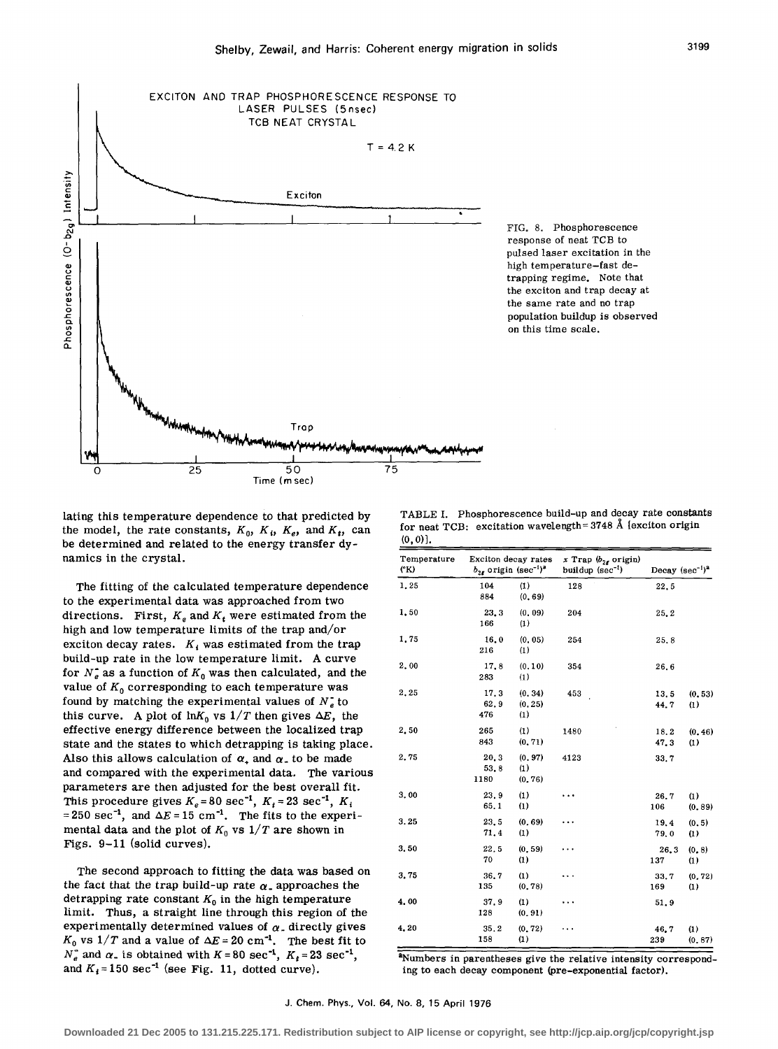FIG. 8. Phosphorescence response of neat TCB to pulsed laser excitation in the high temperature–fast detrapping regime. Note that the exciton and trap decay at the same rate and no trap population buildup is observed on this time scale.

lating this temperature dependence to that predicted by the model, the rate constants, $K_0$, $K_i$, $K_e$, and $K_t$, can be determined and related to the energy transfer dynamics in the crystal.

The fitting of the calculated temperature dependence to the experimental data was approached from two directions. First, $K_e$ and $K_t$ were estimated from the high and low temperature limits of the trap and/or exciton decay rates. $K_i$ was estimated from the trap build-up rate in the low temperature limit. A curve for $N_e^{\infty}$ as a function of $K_0$ was then calculated, and the value of $K_0$ corresponding to each temperature was found by matching the experimental values of $N_e^{\infty}$ to this curve. A plot of $\ln K_0$ vs $1/T$ then gives $\Delta E$, the effective energy difference between the localized trap state and the states to which detrapping is taking place. Also this allows calculation of $\alpha_+$ and $\alpha_-$ to be made and compared with the experimental data. The various parameters are then adjusted for the best overall fit. This procedure gives $K_e = 80$ sec$^{-1}$, $K_t = 23$ sec$^{-1}$, $K_i = 250$ sec$^{-1}$, and $\Delta E = 15$ cm$^{-1}$. The fits to the experimental data and the plot of $K_0$ vs $1/T$ are shown in Figs. 9–11 (solid curves).

The second approach to fitting the data was based on the fact that the trap build-up rate $\alpha_-$ approaches the detrapping rate constant $K_0$ in the high temperature limit. Thus, a straight line through this region of the experimentally determined values of $\alpha_-$ directly gives $K_0$ vs $1/T$ and a value of $\Delta E = 20$ cm$^{-1}$. The best fit to $N_e^{\infty}$ and $\alpha_-$ is obtained with $K = 80$ sec$^{-1}$, $K_t = 23$ sec$^{-1}$, and $K_i = 150$ sec$^{-1}$ (see Fig. 11, dotted curve).

TABLE I. Phosphorescence build-up and decay rate constants for neat TCB: excitation wavelength = 3748 Å [exciton origin (0, 0)].

| Temperature (°K) | Exciton decay rates $b_{2g}$ origin (sec$^{-1}$)[a] | | $x$ Trap ($b_{2g}$ origin) buildup (sec$^{-1}$) | Decay (sec$^{-1}$)[a] | |
|---|---|---|---|---|---|
| 1.25 | 104 | (1) | 128 | 22.5 | |
| | 884 | (0.69) | | | |
| 1.50 | 23.3 | (0.09) | 204 | 25.2 | |
| | 166 | (1) | | | |
| 1.75 | 16.0 | (0.05) | 254 | 25.8 | |
| | 216 | (1) | | | |
| 2.00 | 17.8 | (0.10) | 354 | 26.6 | |
| | 283 | (1) | | | |
| 2.25 | 17.3 | (0.34) | 453 | 13.5 | (0.53) |
| | 62.9 | (0.25) | | 44.7 | (1) |
| | 476 | (1) | | | |
| 2.50 | 265 | (1) | 1480 | 18.2 | (0.46) |
| | 843 | (0.71) | | 47.3 | (1) |
| 2.75 | 20.3 | (0.97) | 4123 | 33.7 | |
| | 53.8 | (1) | | | |
| | 1180 | (0.76) | | | |
| 3.00 | 23.9 | (1) | ... | 26.7 | (1) |
| | 65.1 | (1) | | 106 | (0.89) |
| 3.25 | 23.5 | (0.69) | ... | 19.4 | (0.5) |
| | 71.4 | (1) | | 79.0 | (1) |
| 3.50 | 22.5 | (0.59) | ... | 26.3 | (0.8) |
| | 70 | (1) | | 137 | (1) |
| 3.75 | 36.7 | (1) | ... | 33.7 | (0.72) |
| | 135 | (0.78) | | 169 | (1) |
| 4.00 | 37.9 | (1) | ... | 51.9 | |
| | 128 | (0.91) | | | |
| 4.20 | 35.2 | (0.72) | ... | 46.7 | (1) |
| | 158 | (1) | | 239 | (0.87) |

[a]Numbers in parentheses give the relative intensity corresponding to each decay component (pre-exponential factor).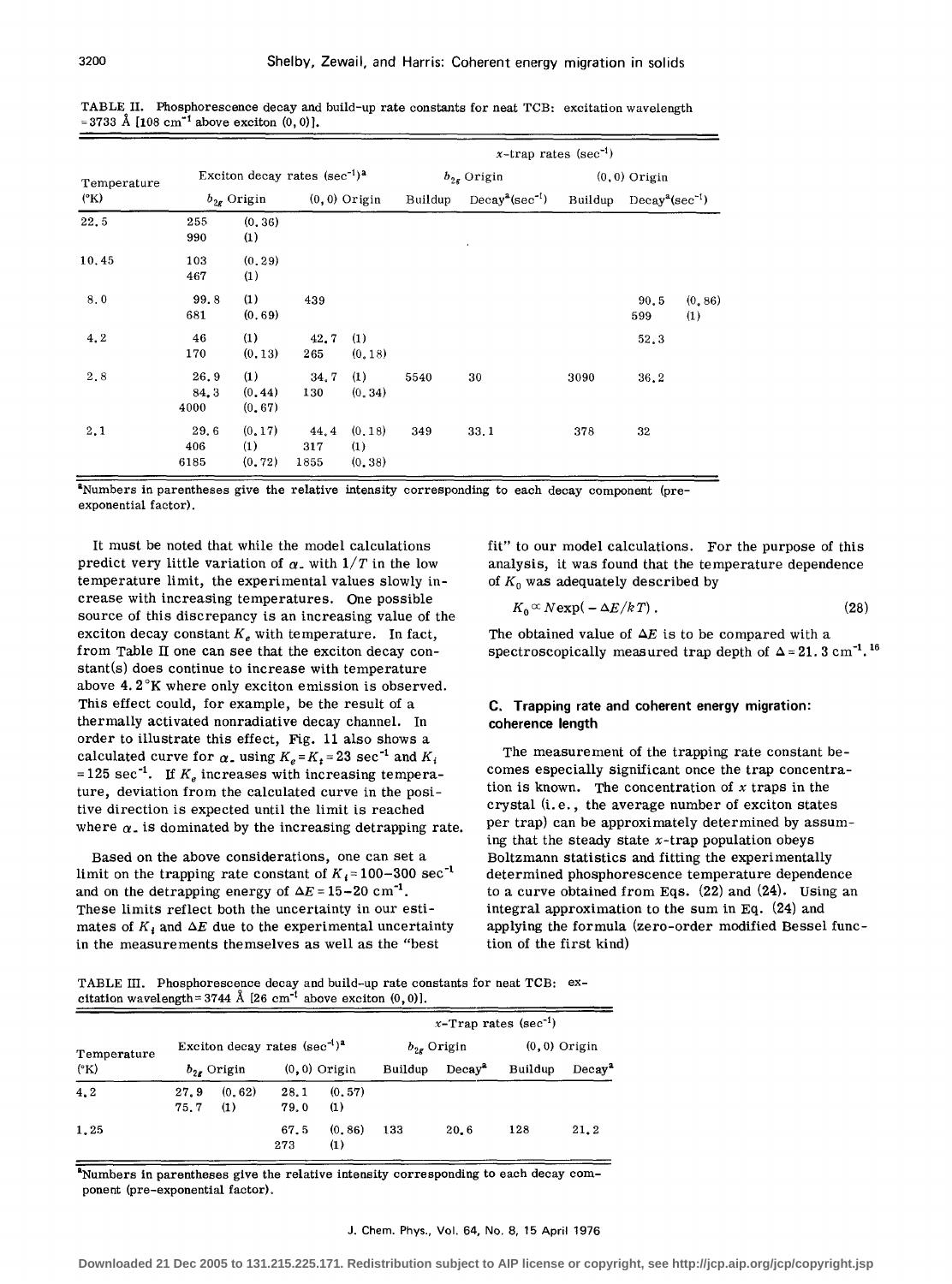TABLE II. Phosphorescence decay and build-up rate constants for neat TCB: excitation wavelength = 3733 Å [108 $cm^{-1}$ above exciton (0, 0)].

| Temperature (°K) | Exciton decay rates ($sec^{-1}$)[a] | | | | x-trap rates ($sec^{-1}$) | | | |
|---|---|---|---|---|---|---|---|---|
| | $b_{2g}$ Origin | | (0, 0) Origin | | $b_{2g}$ Origin | | (0, 0) Origin | |
| | | | | | Buildup | Decay[a]($sec^{-1}$) | Buildup | Decay[a]($sec^{-1}$) |
| 22.5 | 255 | (0.36) | | | | | | |
| | 990 | (1) | | | | | | |
| 10.45 | 103 | (0.29) | | | | | | |
| | 467 | (1) | | | | | | |
| 8.0 | 99.8 | (1) | 439 | | | | | 90.5 (0.86) |
| | 681 | (0.69) | | | | | | 599 (1) |
| 4.2 | 46 | (1) | 42.7 | (1) | | | | 52.3 |
| | 170 | (0.13) | 265 | (0.18) | | | | |
| 2.8 | 26.9 | (1) | 34.7 | (1) | 5540 | 30 | 3090 | 36.2 |
| | 84.3 | (0.44) | 130 | (0.34) | | | | |
| | 4000 | (0.67) | | | | | | |
| 2.1 | 29.6 | (0.17) | 44.4 | (0.18) | 349 | 33.1 | 378 | 32 |
| | 406 | (1) | 317 | (1) | | | | |
| | 6185 | (0.72) | 1855 | (0.38) | | | | |

[a]Numbers in parentheses give the relative intensity corresponding to each decay component (pre-exponential factor).

It must be noted that while the model calculations predict very little variation of $\alpha_-$ with $1/T$ in the low temperature limit, the experimental values slowly increase with increasing temperatures. One possible source of this discrepancy is an increasing value of the exciton decay constant $K_e$ with temperature. In fact, from Table II one can see that the exciton decay constant(s) does continue to increase with temperature above 4.2°K where only exciton emission is observed. This effect could, for example, be the result of a thermally activated nonradiative decay channel. In order to illustrate this effect, Fig. 11 also shows a calculated curve for $\alpha_-$ using $K_e = K_t = 23$ $sec^{-1}$ and $K_i = 125$ $sec^{-1}$. If $K_e$ increases with increasing temperature, deviation from the calculated curve in the positive direction is expected until the limit is reached where $\alpha_-$ is dominated by the increasing detrapping rate.

Based on the above considerations, one can set a limit on the trapping rate constant of $K_i = 100-300$ $sec^{-1}$ and on the detrapping energy of $\Delta E = 15-20$ $cm^{-1}$. These limits reflect both the uncertainty in our estimates of $K_i$ and $\Delta E$ due to the experimental uncertainty in the measurements themselves as well as the "best fit" to our model calculations. For the purpose of this analysis, it was found that the temperature dependence of $K_0$ was adequately described by

$$K_0 \propto N \exp(-\Delta E/kT) . \qquad (28)$$

The obtained value of $\Delta E$ is to be compared with a spectroscopically measured trap depth of $\Delta = 21.3$ $cm^{-1}$.[16]

### C. Trapping rate and coherent energy migration: coherence length

The measurement of the trapping rate constant becomes especially significant once the trap concentration is known. The concentration of $x$ traps in the crystal (i.e., the average number of exciton states per trap) can be approximately determined by assuming that the steady state $x$-trap population obeys Boltzmann statistics and fitting the experimentally determined phosphorescence temperature dependence to a curve obtained from Eqs. (22) and (24). Using an integral approximation to the sum in Eq. (24) and applying the formula (zero-order modified Bessel function of the first kind)

TABLE III. Phosphorescence decay and build-up rate constants for neat TCB: excitation wavelength = 3744 Å [26 $cm^{-1}$ above exciton (0, 0)].

| Temperature (°K) | Exciton decay rates ($sec^{-1}$)[a] | | | | x-Trap rates ($sec^{-1}$) | | | |
|---|---|---|---|---|---|---|---|---|
| | $b_{2g}$ Origin | | (0, 0) Origin | | $b_{2g}$ Origin | | (0, 0) Origin | |
| | | | | | Buildup | Decay[a] | Buildup | Decay[a] |
| 4.2 | 27.9 | (0.62) | 28.1 | (0.57) | | | | |
| | 75.7 | (1) | 79.0 | (1) | | | | |
| 1.25 | | | 67.5 | (0.86) | 133 | 20.6 | 128 | 21.2 |
| | | | 273 | (1) | | | | |

[a]Numbers in parentheses give the relative intensity corresponding to each decay component (pre-exponential factor).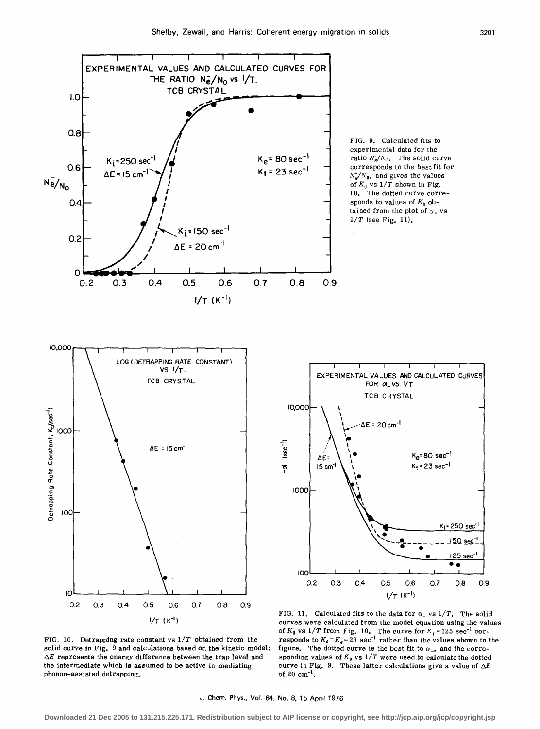FIG. 9. Calculated fits to experimental data for the ratio $N_e^-/N_0$. The solid curve corresponds to the best fit for $N_e^-/N_0$, and gives the values of $K_0$ vs $1/T$ shown in Fig. 10. The dotted curve corresponds to values of $K_0$ obtained from the plot of $\alpha_-$ vs $1/T$ (see Fig. 11).

FIG. 10. Detrapping rate constant vs $1/T$ obtained from the solid curve in Fig. 9 and calculations based on the kinetic model: $\Delta E$ represents the energy difference between the trap level and the intermediate which is assumed to be active in mediating phonon-assisted detrapping.

FIG. 11. Calculated fits to the data for $\alpha_-$ vs $1/T$. The solid curves were calculated from the model equation using the values of $K_0$ vs $1/T$ from Fig. 10. The curve for $K_i = 125\ \text{sec}^{-1}$ corresponds to $K_t = K_e = 23\ \text{sec}^{-1}$ rather than the values shown in the figure. The dotted curve is the best fit to $\alpha_-$, and the corresponding values of $K_0$ vs $1/T$ were used to calculate the dotted curve in Fig. 9. These latter calculations give a value of $\Delta E$ of $20\ \text{cm}^{-1}$.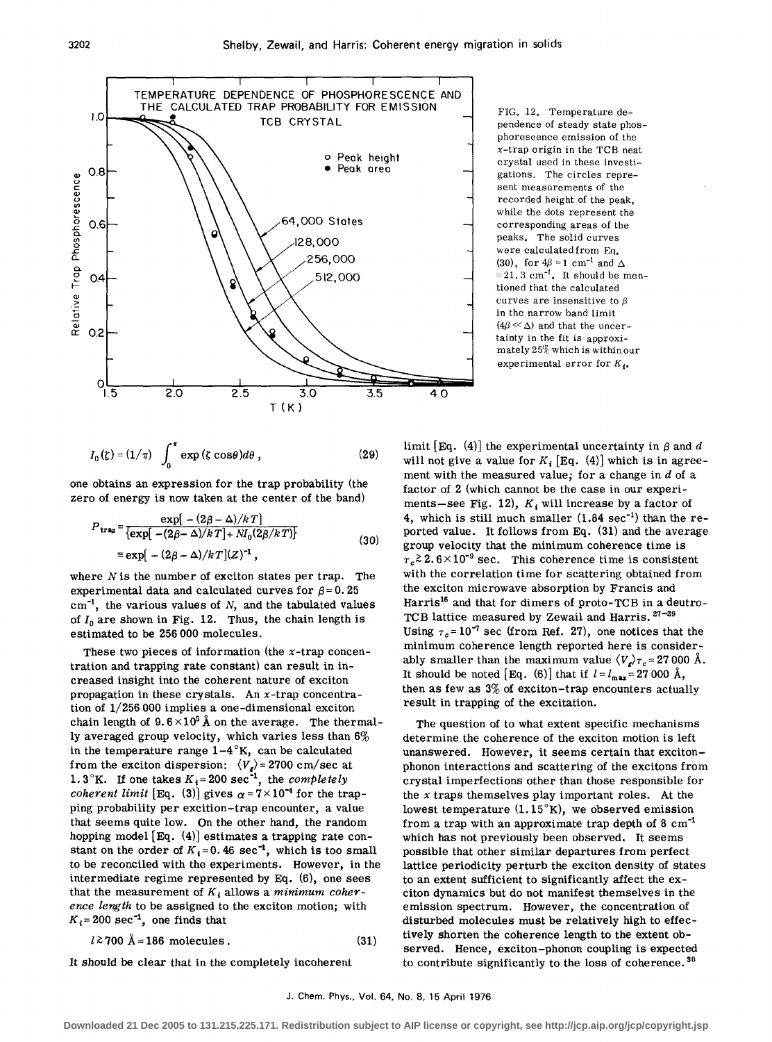FIG. 12. Temperature dependence of steady state phosphorescence emission of the $x$-trap origin in the TCB neat crystal used in these investigations. The circles represent measurements of the recorded height of the peak, while the dots represent the corresponding areas of the peaks. The solid curves were calculated from Eq. (30), for $4\beta = 1$ cm$^{-1}$ and $\Delta = 21.3$ cm$^{-1}$. It should be mentioned that the calculated curves are insensitive to $\beta$ in the narrow band limit ($4\beta \ll \Delta$) and that the uncertainty in the fit is approximately 25% which is within our experimental error for $K_t$.

$$I_0(\zeta) = (1/\pi) \int_0^{\pi} \exp(\zeta \cos\theta) d\theta , \quad (29)$$

one obtains an expression for the trap probability (the zero of energy is now taken at the center of the band)

$$P_{\text{trap}} = \frac{\exp[-(2\beta - \Delta)/kT]}{\{\exp[-(2\beta - \Delta)/kT] + NI_0(2\beta/kT)\}} \equiv \exp[-(2\beta - \Delta)/kT](Z)^{-1} , \quad (30)$$

where $N$ is the number of exciton states per trap. The experimental data and calculated curves for $\beta = 0.25$ cm$^{-1}$, the various values of $N$, and the tabulated values of $I_0$ are shown in Fig. 12. Thus, the chain length is estimated to be 256 000 molecules.

These two pieces of information (the $x$-trap concentration and trapping rate constant) can result in increased insight into the coherent nature of exciton propagation in these crystals. An $x$-trap concentration of 1/256 000 implies a one-dimensional exciton chain length of $9.6 \times 10^5$ Å on the average. The thermally averaged group velocity, which varies less than 6% in the temperature range 1–4 °K, can be calculated from the exciton dispersion: $\langle V_g \rangle = 2700$ cm/sec at 1.3 °K. If one takes $K_t = 200$ sec$^{-1}$, the *completely coherent limit* [Eq. (3)] gives $\alpha = 7 \times 10^{-4}$ for the trapping probability per exciton–trap encounter, a value that seems quite low. On the other hand, the random hopping model [Eq. (4)] estimates a trapping rate constant on the order of $K_t = 0.46$ sec$^{-1}$, which is too small to be reconciled with the experiments. However, in the intermediate regime represented by Eq. (6), one sees that the measurement of $K_t$ allows a *minimum coherence length* to be assigned to the exciton motion; with $K_t = 200$ sec$^{-1}$, one finds that

$$l \gtrsim 700 \text{ Å} = 186 \text{ molecules} . \quad (31)$$

It should be clear that in the completely incoherent limit [Eq. (4)] the experimental uncertainty in $\beta$ and $d$ will not give a value for $K_t$ [Eq. (4)] which is in agreement with the measured value; for a change in $d$ of a factor of 2 (which cannot be the case in our experiments—see Fig. 12), $K_t$ will increase by a factor of 4, which is still much smaller (1.84 sec$^{-1}$) than the reported value. It follows from Eq. (31) and the average group velocity that the minimum coherence time is $\tau_c \gtrsim 2.6 \times 10^{-9}$ sec. This coherence time is consistent with the correlation time for scattering obtained from the exciton microwave absorption by Francis and Harris[16] and that for dimers of proto-TCB in a deutro-TCB lattice measured by Zewail and Harris.[27–29] Using $\tau_c = 10^{-7}$ sec (from Ref. 27), one notices that the minimum coherence length reported here is considerably smaller than the maximum value $\langle V_g \rangle \tau_c = 27\,000$ Å. It should be noted [Eq. (6)] that if $l = l_{max} = 27\,000$ Å, then as few as 3% of exciton–trap encounters actually result in trapping of the excitation.

The question of to what extent specific mechanisms determine the coherence of the exciton motion is left unanswered. However, it seems certain that exciton–phonon interactions and scattering of the excitons from crystal imperfections other than those responsible for the $x$ traps themselves play important roles. At the lowest temperature (1.15 °K), we observed emission from a trap with an approximate trap depth of 8 cm$^{-1}$ which has not previously been observed. It seems possible that other similar departures from perfect lattice periodicity perturb the exciton density of states to an extent sufficient to significantly affect the exciton dynamics but do not manifest themselves in the emission spectrum. However, the concentration of disturbed molecules must be relatively high to effectively shorten the coherence length to the extent observed. Hence, exciton–phonon coupling is expected to contribute significantly to the loss of coherence.[30]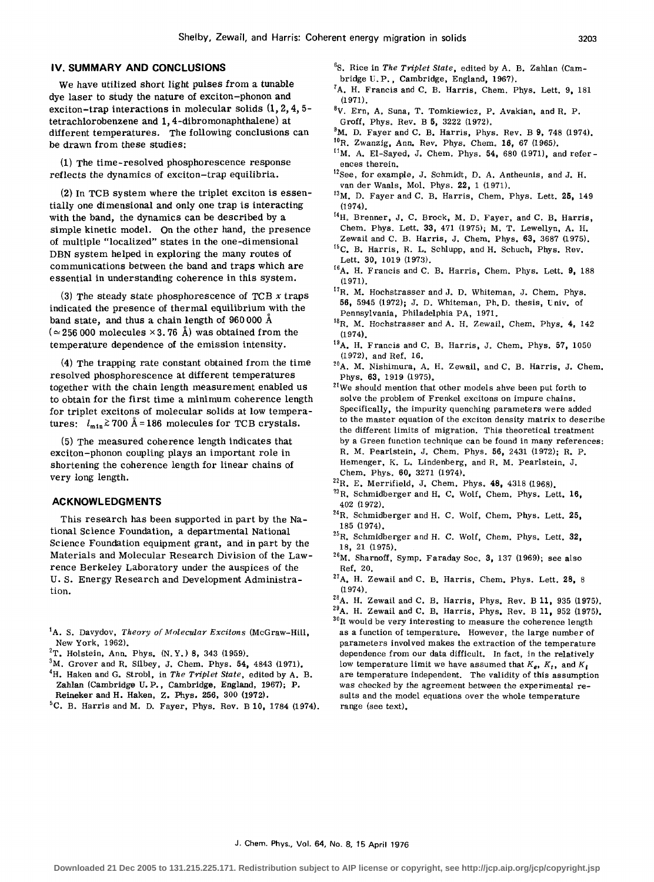## IV. SUMMARY AND CONCLUSIONS

We have utilized short light pulses from a tunable dye laser to study the nature of exciton–phonon and exciton–trap interactions in molecular solids (1, 2, 4, 5-tetrachlorobenzene and 1, 4-dibromonaphthalene) at different temperatures. The following conclusions can be drawn from these studies:

(1) The time-resolved phosphorescence response reflects the dynamics of exciton–trap equilibria.

(2) In TCB system where the triplet exciton is essentially one dimensional and only one trap is interacting with the band, the dynamics can be described by a simple kinetic model. On the other hand, the presence of multiple "localized" states in the one-dimensional DBN system helped in exploring the many routes of communications between the band and traps which are essential in understanding coherence in this system.

(3) The steady state phosphorescence of TCB $x$ traps indicated the presence of thermal equilibrium with the band state, and thus a chain length of 960 000 Å ($\simeq$ 256 000 molecules $\times$ 3.76 Å) was obtained from the temperature dependence of the emission intensity.

(4) The trapping rate constant obtained from the time resolved phosphorescence at different temperatures together with the chain length measurement enabled us to obtain for the first time a minimum coherence length for triplet excitons of molecular solids at low temperatures: $l_{min} \gtrsim 700$ Å = 186 molecules for TCB crystals.

(5) The measured coherence length indicates that exciton–phonon coupling plays an important role in shortening the coherence length for linear chains of very long length.

## ACKNOWLEDGMENTS

This research has been supported in part by the National Science Foundation, a departmental National Science Foundation equipment grant, and in part by the Materials and Molecular Research Division of the Lawrence Berkeley Laboratory under the auspices of the U. S. Energy Research and Development Administration.

[1] A. S. Davydov, *Theory of Molecular Excitons* (McGraw-Hill, New York, 1962).

[2] T. Holstein, Ann. Phys. (N.Y.) **8**, 343 (1959).

[3] M. Grover and R. Silbey, J. Chem. Phys. **54**, 4843 (1971).

[4] H. Haken and G. Strobl, in *The Triplet State*, edited by A. B. Zahlan (Cambridge U. P., Cambridge, England, 1967); P. Reineker and H. Haken, Z. Phys. **256**, 300 (1972).

[5] C. B. Harris and M. D. Fayer, Phys. Rev. B **10**, 1784 (1974).

[6] S. Rice in *The Triplet State*, edited by A. B. Zahlan (Cambridge U. P., Cambridge, England, 1967).

[7] A. H. Francis and C. B. Harris, Chem. Phys. Lett. **9**, 181 (1971).

[8] V. Ern, A. Suna, T. Tomkiewicz, P. Avakian, and R. P. Groff, Phys. Rev. B **5**, 3222 (1972).

[9] M. D. Fayer and C. B. Harris, Phys. Rev. B **9**, 748 (1974).

[10] R. Zwanzig, Ann. Rev. Phys. Chem. **16**, 67 (1965).

[11] M. A. El-Sayed, J. Chem. Phys. **54**, 680 (1971), and references therein.

[12] See, for example, J. Schmidt, D. A. Antheunis, and J. H. van der Waals, Mol. Phys. **22**, 1 (1971).

[13] M. D. Fayer and C. B. Harris, Chem. Phys. Lett. **25**, 149 (1974).

[14] H. Brenner, J. C. Brock, M. D. Fayer, and C. B. Harris, Chem. Phys. Lett. **33**, 471 (1975); M. T. Lewellyn, A. H. Zewail and C. B. Harris, J. Chem. Phys. **63**, 3687 (1975).

[15] C. B. Harris, R. L. Schlupp, and H. Schuch, Phys. Rev. Lett. **30**, 1019 (1973).

[16] A. H. Francis and C. B. Harris, Chem. Phys. Lett. **9**, 188 (1971).

[17] R. M. Hochstrasser and J. D. Whiteman, J. Chem. Phys. **56**, 5945 (1972); J. D. Whiteman, Ph.D. thesis, Univ. of Pennsylvania, Philadelphia PA, 1971.

[18] R. M. Hochstrasser and A. H. Zewail, Chem. Phys. **4**, 142 (1974).

[19] A. H. Francis and C. B. Harris, J. Chem. Phys. **57**, 1050 (1972), and Ref. 16.

[20] A. M. Nishimura, A. H. Zewail, and C. B. Harris, J. Chem. Phys. **63**, 1919 (1975).

[21] We should mention that other models ahve been put forth to solve the problem of Frenkel excitons on impure chains. Specifically, the impurity quenching parameters were added to the master equation of the exciton density matrix to describe the different limits of migration. This theoretical treatment by a Green function technique can be found in many references: R. M. Pearlstein, J. Chem. Phys. **56**, 2431 (1972); R. P. Hemenger, K. L. Lindenberg, and R. M. Pearlstein, J. Chem. Phys. **60**, 3271 (1974).

[22] R. E. Merrifield, J. Chem. Phys. **48**, 4318 (1968).

[23] R. Schmidberger and H. C. Wolf, Chem. Phys. Lett. **16**, 402 (1972).

[24] R. Schmidberger and H. C. Wolf, Chem. Phys. Lett. **25**, 185 (1974).

[25] R. Schmidberger and H. C. Wolf, Chem. Phys. Lett. **32**, 18, 21 (1975).

[26] M. Sharnoff, Symp. Faraday Soc. **3**, 137 (1969); see also Ref. 20.

[27] A. H. Zewail and C. B. Harris, Chem. Phys. Lett. **28**, 8 (1974).

[28] A. H. Zewail and C. B. Harris, Phys. Rev. B **11**, 935 (1975).

[29] A. H. Zewail and C. B. Harris, Phys. Rev. B **11**, 952 (1975).

[30] It would be very interesting to measure the coherence length as a function of temperature. However, the large number of parameters involved makes the extraction of the temperature dependence from our data difficult. In fact, in the relatively low temperature limit we have assumed that $K_e$, $K_t$, and $K_l$ are temperature independent. The validity of this assumption was checked by the agreement between the experimental results and the model equations over the whole temperature range (see text).